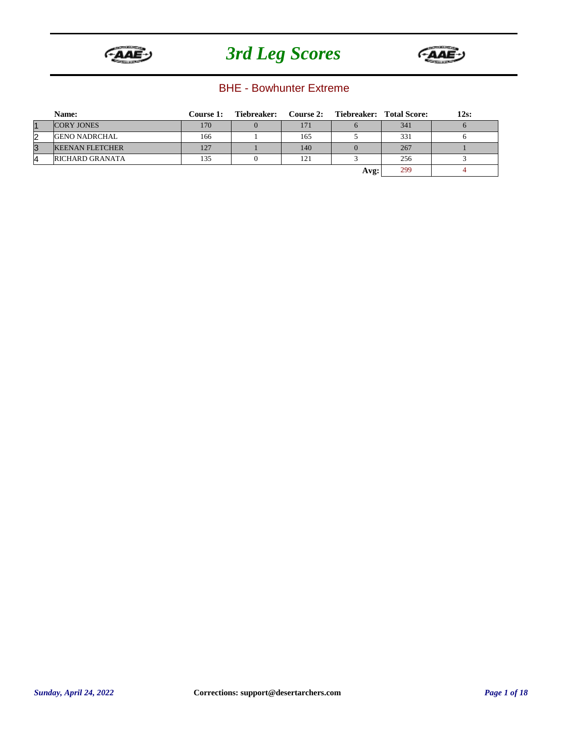# 3rd Leg Scores

## BHE - Bowhunter Extreme

| | Name: | Course 1: | Tiebreaker: | Course 2: | Tiebreaker: | Total Score: | 12s: |
|---|---|---|---|---|---|---|---|
| 1 | CORY JONES | 170 | 0 | 171 | 6 | 341 | 6 |
| 2 | GENO NADRCHAL | 166 | 1 | 165 | 5 | 331 | 6 |
| 3 | KEENAN FLETCHER | 127 | 1 | 140 | 0 | 267 | 1 |
| 4 | RICHARD GRANATA | 135 | 0 | 121 | 3 | 256 | 3 |
| | | | | | **Avg:** | 299 | 4 |

*Sunday, April 24, 2022*

**Corrections: support@desertarchers.com**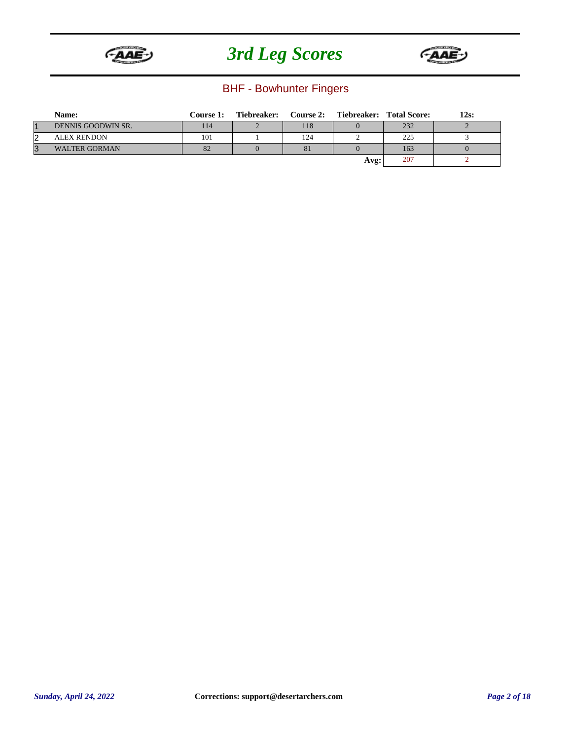# 3rd Leg Scores

## BHF - Bowhunter Fingers

| | Name: | Course 1: | Tiebreaker: | Course 2: | Tiebreaker: | Total Score: | 12s: |
|---|---|---|---|---|---|---|---|
| 1 | DENNIS GOODWIN SR. | 114 | 2 | 118 | 0 | 232 | 2 |
| 2 | ALEX RENDON | 101 | 1 | 124 | 2 | 225 | 3 |
| 3 | WALTER GORMAN | 82 | 0 | 81 | 0 | 163 | 0 |
| | | | | | Avg: | 207 | 2 |

*Sunday, April 24, 2022*

**Corrections: support@desertarchers.com**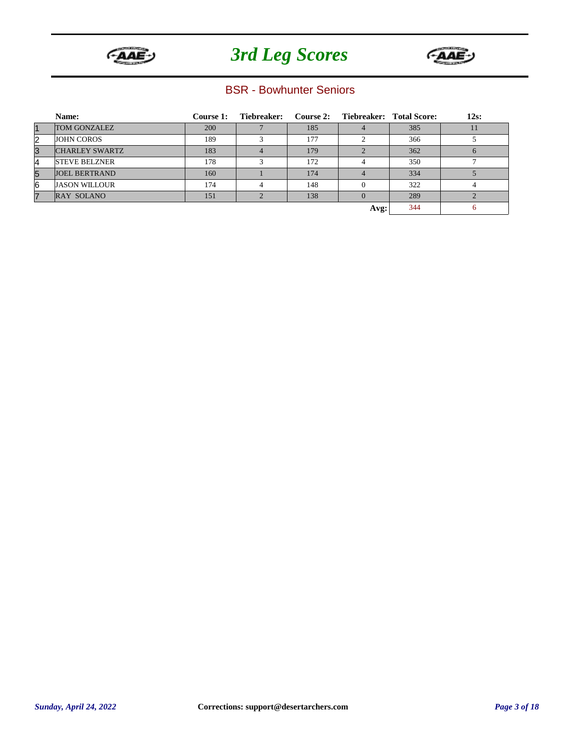# 3rd Leg Scores

## BSR - Bowhunter Seniors

| | Name: | Course 1: | Tiebreaker: | Course 2: | Tiebreaker: | Total Score: | 12s: |
|---|---|---|---|---|---|---|---|
| 1 | TOM GONZALEZ | 200 | 7 | 185 | 4 | 385 | 11 |
| 2 | JOHN COROS | 189 | 3 | 177 | 2 | 366 | 5 |
| 3 | CHARLEY SWARTZ | 183 | 4 | 179 | 2 | 362 | 6 |
| 4 | STEVE BELZNER | 178 | 3 | 172 | 4 | 350 | 7 |
| 5 | JOEL BERTRAND | 160 | 1 | 174 | 4 | 334 | 5 |
| 6 | JASON WILLOUR | 174 | 4 | 148 | 0 | 322 | 4 |
| 7 | RAY SOLANO | 151 | 2 | 138 | 0 | 289 | 2 |
| | | | | | **Avg:** | 344 | 6 |

*Sunday, April 24, 2022*

**Corrections: support@desertarchers.com**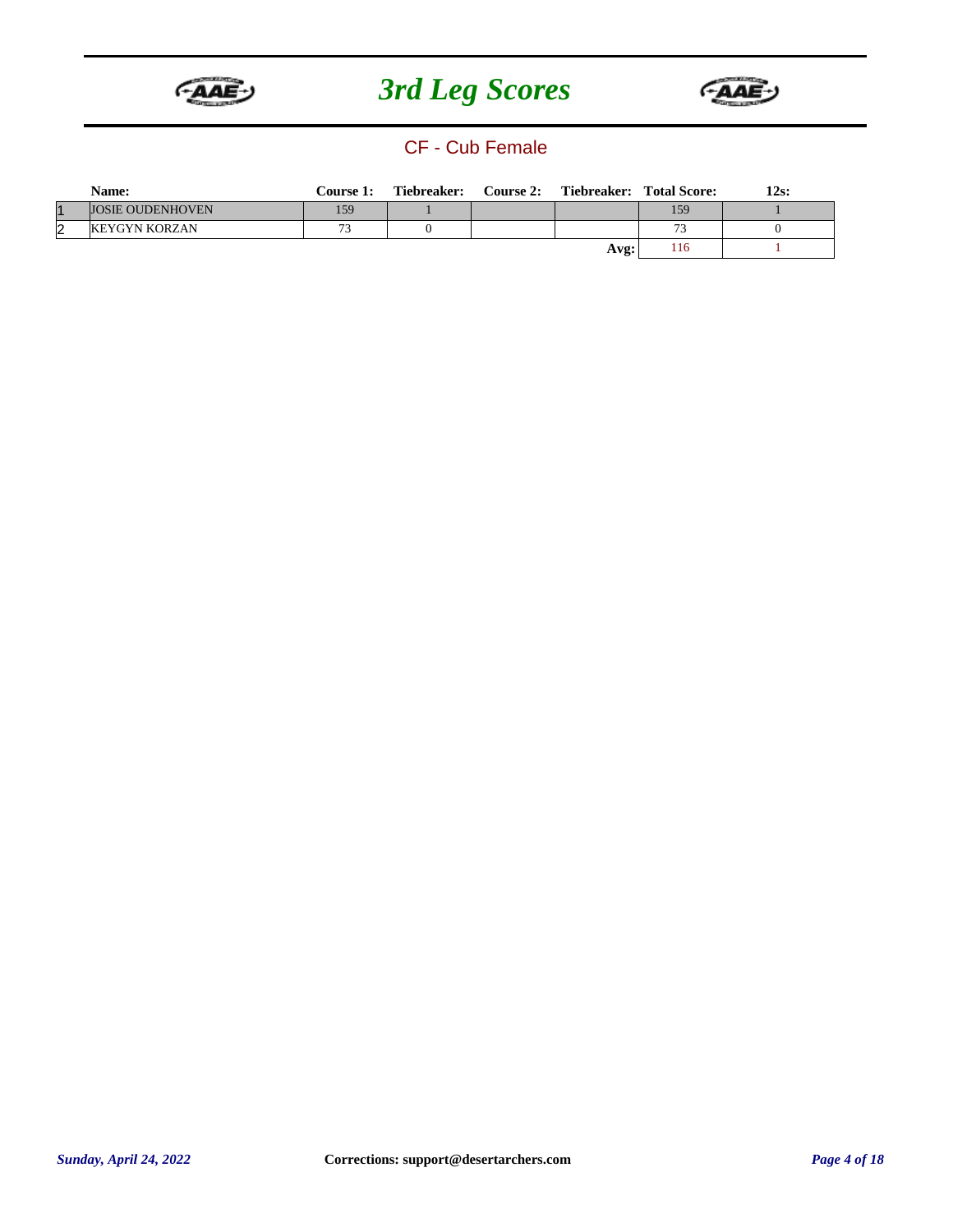# 3rd Leg Scores

## CF - Cub Female

| | Name: | Course 1: | Tiebreaker: | Course 2: | Tiebreaker: | Total Score: | 12s: |
|---|---|---|---|---|---|---|---|
| 1 | JOSIE OUDENHOVEN | 159 | 1 | | | 159 | 1 |
| 2 | KEYGYN KORZAN | 73 | 0 | | | 73 | 0 |
| | | | | | **Avg:** | 116 | 1 |

*Sunday, April 24, 2022*

**Corrections: support@desertarchers.com**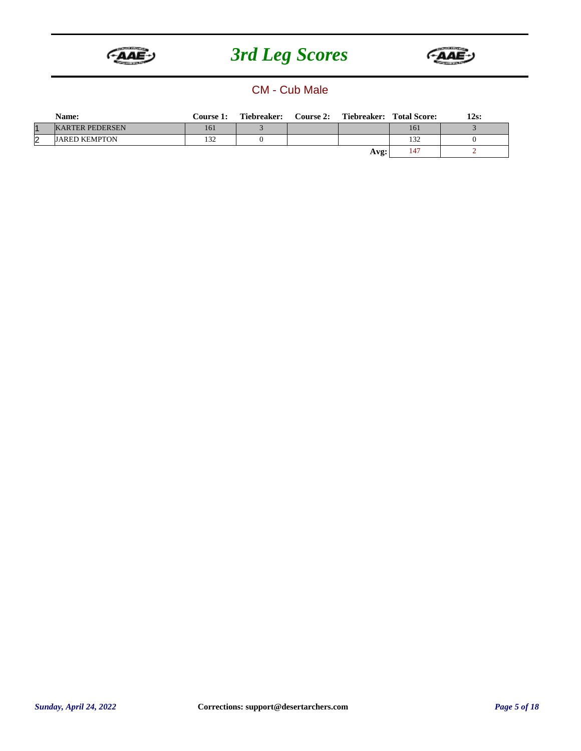# 3rd Leg Scores

## CM - Cub Male

| | Name: | Course 1: | Tiebreaker: | Course 2: | Tiebreaker: | Total Score: | 12s: |
|---|---|---|---|---|---|---|---|
| 1 | KARTER PEDERSEN | 161 | 3 | | | 161 | 3 |
| 2 | JARED KEMPTON | 132 | 0 | | | 132 | 0 |
| | | | | | Avg: | 147 | 2 |

*Sunday, April 24, 2022*

**Corrections: support@desertarchers.com**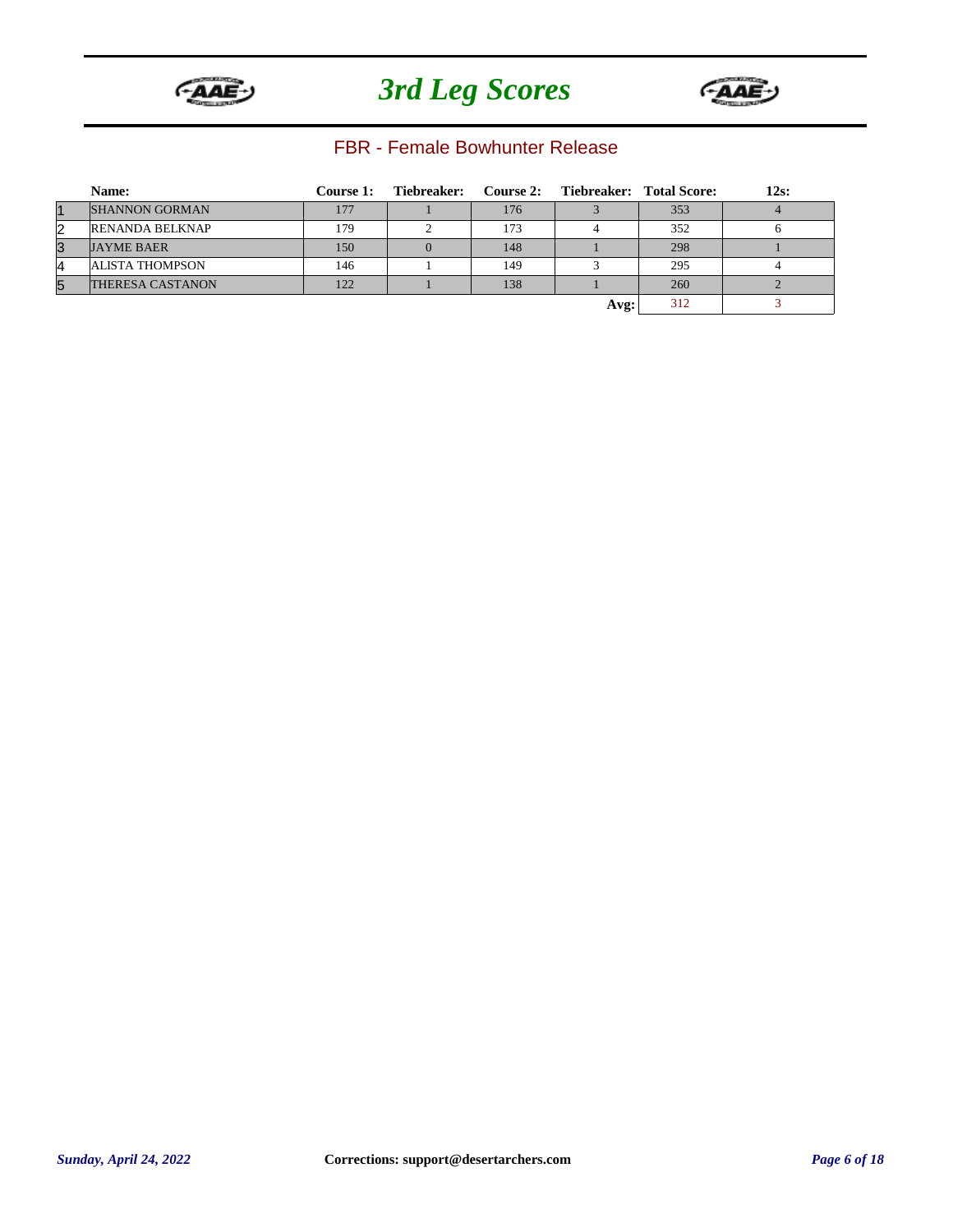# 3rd Leg Scores

## FBR - Female Bowhunter Release

| | Name: | Course 1: | Tiebreaker: | Course 2: | Tiebreaker: | Total Score: | 12s: |
|---|---|---|---|---|---|---|---|
| 1 | SHANNON GORMAN | 177 | 1 | 176 | 3 | 353 | 4 |
| 2 | RENANDA BELKNAP | 179 | 2 | 173 | 4 | 352 | 6 |
| 3 | JAYME BAER | 150 | 0 | 148 | 1 | 298 | 1 |
| 4 | ALISTA THOMPSON | 146 | 1 | 149 | 3 | 295 | 4 |
| 5 | THERESA CASTANON | 122 | 1 | 138 | 1 | 260 | 2 |
| | | | | | **Avg:** | 312 | 3 |

*Sunday, April 24, 2022*

**Corrections: support@desertarchers.com**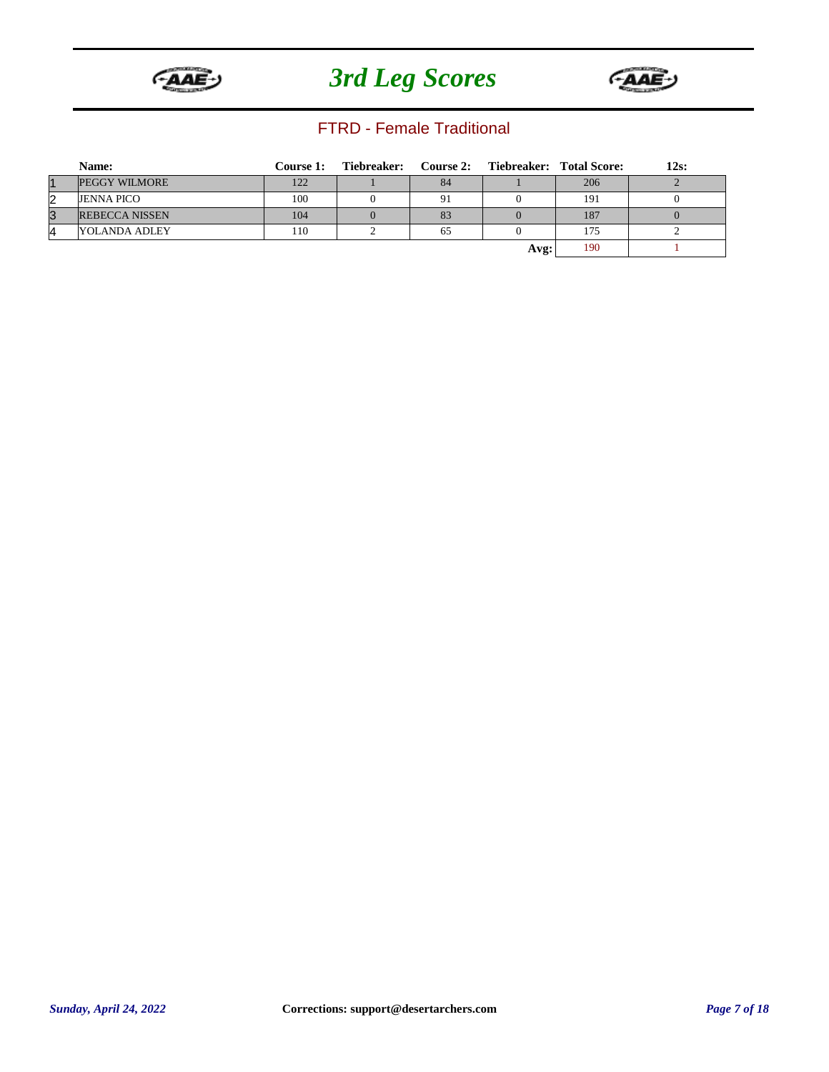# 3rd Leg Scores

## FTRD - Female Traditional

| | Name: | Course 1: | Tiebreaker: | Course 2: | Tiebreaker: | Total Score: | 12s: |
|---|---|---|---|---|---|---|---|
| 1 | PEGGY WILMORE | 122 | 1 | 84 | 1 | 206 | 2 |
| 2 | JENNA PICO | 100 | 0 | 91 | 0 | 191 | 0 |
| 3 | REBECCA NISSEN | 104 | 0 | 83 | 0 | 187 | 0 |
| 4 | YOLANDA ADLEY | 110 | 2 | 65 | 0 | 175 | 2 |
| | | | | | Avg: | 190 | 1 |

*Sunday, April 24, 2022*

**Corrections: support@desertarchers.com**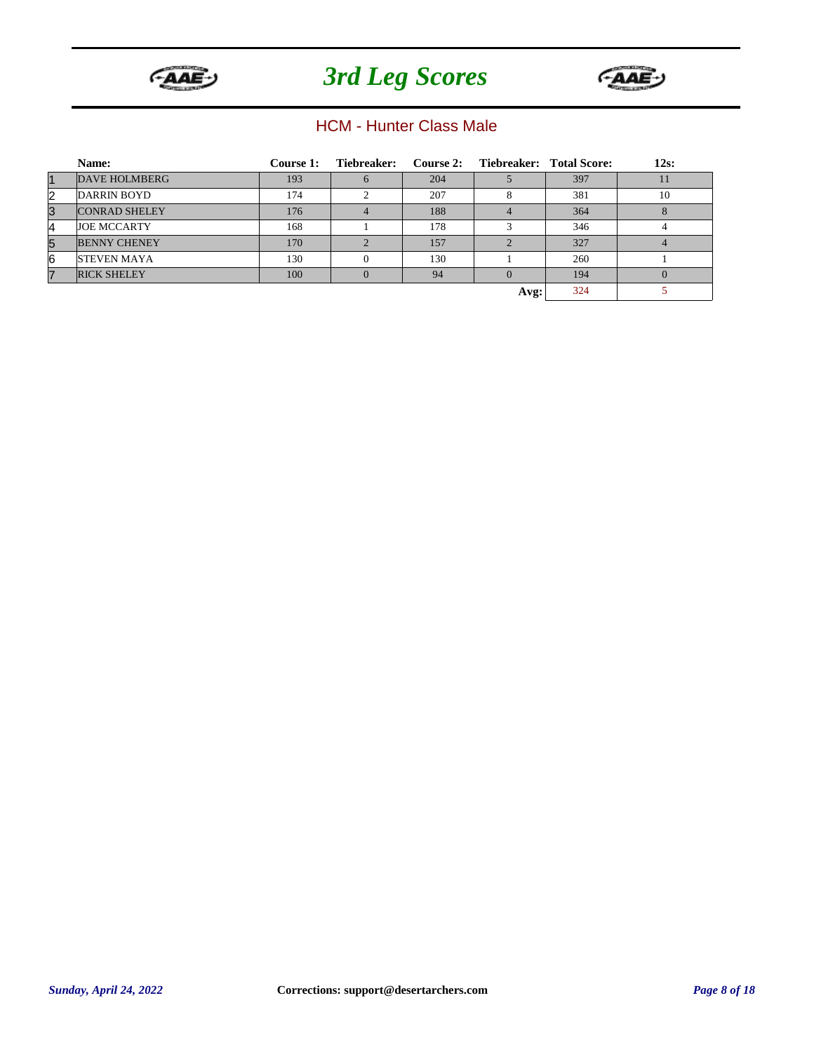# 3rd Leg Scores

## HCM - Hunter Class Male

| | Name: | Course 1: | Tiebreaker: | Course 2: | Tiebreaker: | Total Score: | 12s: |
|---|---|---|---|---|---|---|---|
| 1 | DAVE HOLMBERG | 193 | 6 | 204 | 5 | 397 | 11 |
| 2 | DARRIN BOYD | 174 | 2 | 207 | 8 | 381 | 10 |
| 3 | CONRAD SHELEY | 176 | 4 | 188 | 4 | 364 | 8 |
| 4 | JOE MCCARTY | 168 | 1 | 178 | 3 | 346 | 4 |
| 5 | BENNY CHENEY | 170 | 2 | 157 | 2 | 327 | 4 |
| 6 | STEVEN MAYA | 130 | 0 | 130 | 1 | 260 | 1 |
| 7 | RICK SHELEY | 100 | 0 | 94 | 0 | 194 | 0 |
| | | | | | **Avg:** | 324 | 5 |

*Sunday, April 24, 2022*

**Corrections: support@desertarchers.com**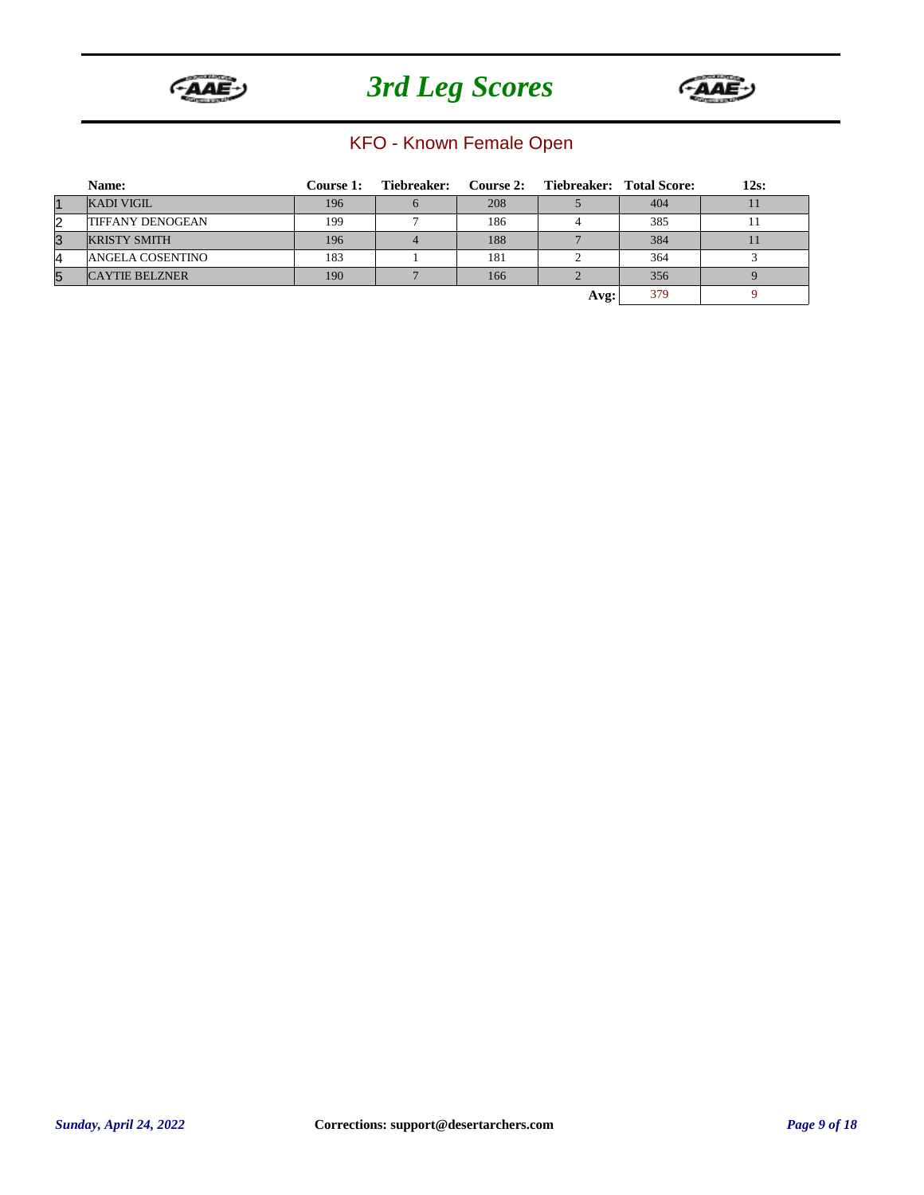# 3rd Leg Scores

## KFO - Known Female Open

| | Name: | Course 1: | Tiebreaker: | Course 2: | Tiebreaker: | Total Score: | 12s: |
|---|---|---|---|---|---|---|---|
| 1 | KADI VIGIL | 196 | 6 | 208 | 5 | 404 | 11 |
| 2 | TIFFANY DENOGEAN | 199 | 7 | 186 | 4 | 385 | 11 |
| 3 | KRISTY SMITH | 196 | 4 | 188 | 7 | 384 | 11 |
| 4 | ANGELA COSENTINO | 183 | 1 | 181 | 2 | 364 | 3 |
| 5 | CAYTIE BELZNER | 190 | 7 | 166 | 2 | 356 | 9 |
| | | | | | Avg: | 379 | 9 |

*Sunday, April 24, 2022*

**Corrections: support@desertarchers.com**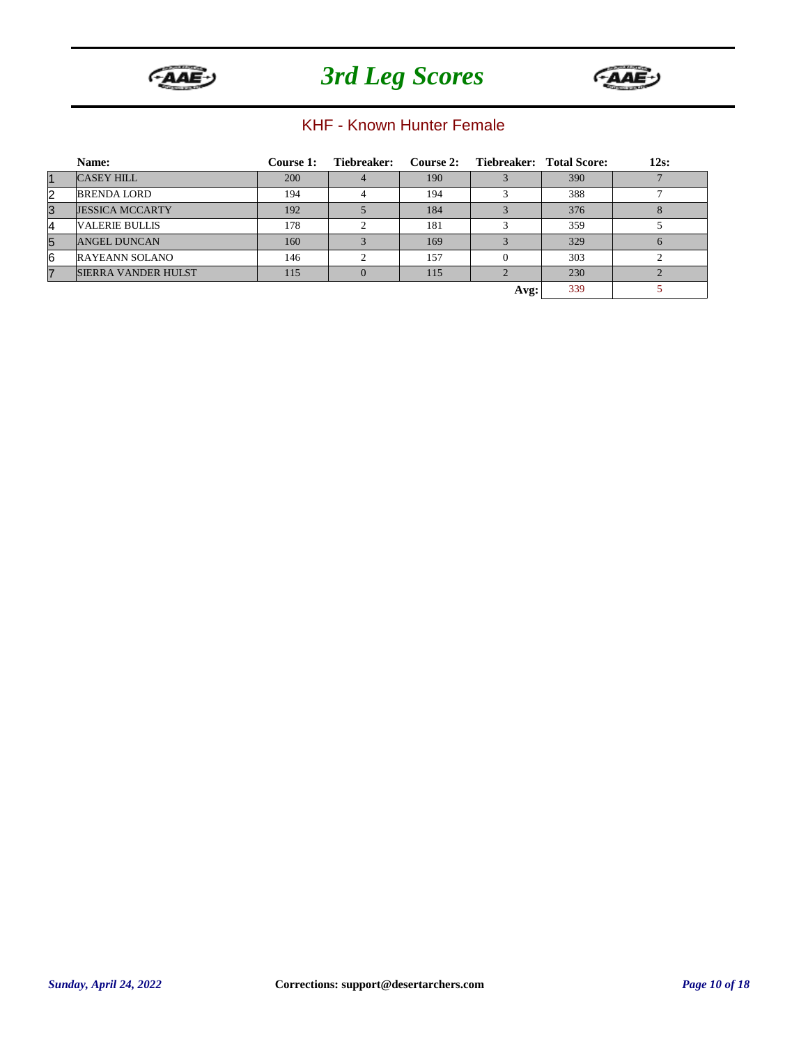# 3rd Leg Scores

## KHF - Known Hunter Female

| | Name: | Course 1: | Tiebreaker: | Course 2: | Tiebreaker: | Total Score: | 12s: |
|---|---|---|---|---|---|---|---|
| 1 | CASEY HILL | 200 | 4 | 190 | 3 | 390 | 7 |
| 2 | BRENDA LORD | 194 | 4 | 194 | 3 | 388 | 7 |
| 3 | JESSICA MCCARTY | 192 | 5 | 184 | 3 | 376 | 8 |
| 4 | VALERIE BULLIS | 178 | 2 | 181 | 3 | 359 | 5 |
| 5 | ANGEL DUNCAN | 160 | 3 | 169 | 3 | 329 | 6 |
| 6 | RAYEANN SOLANO | 146 | 2 | 157 | 0 | 303 | 2 |
| 7 | SIERRA VANDER HULST | 115 | 0 | 115 | 2 | 230 | 2 |
| | | | | | **Avg:** | 339 | 5 |

*Sunday, April 24, 2022*

**Corrections: support@desertarchers.com**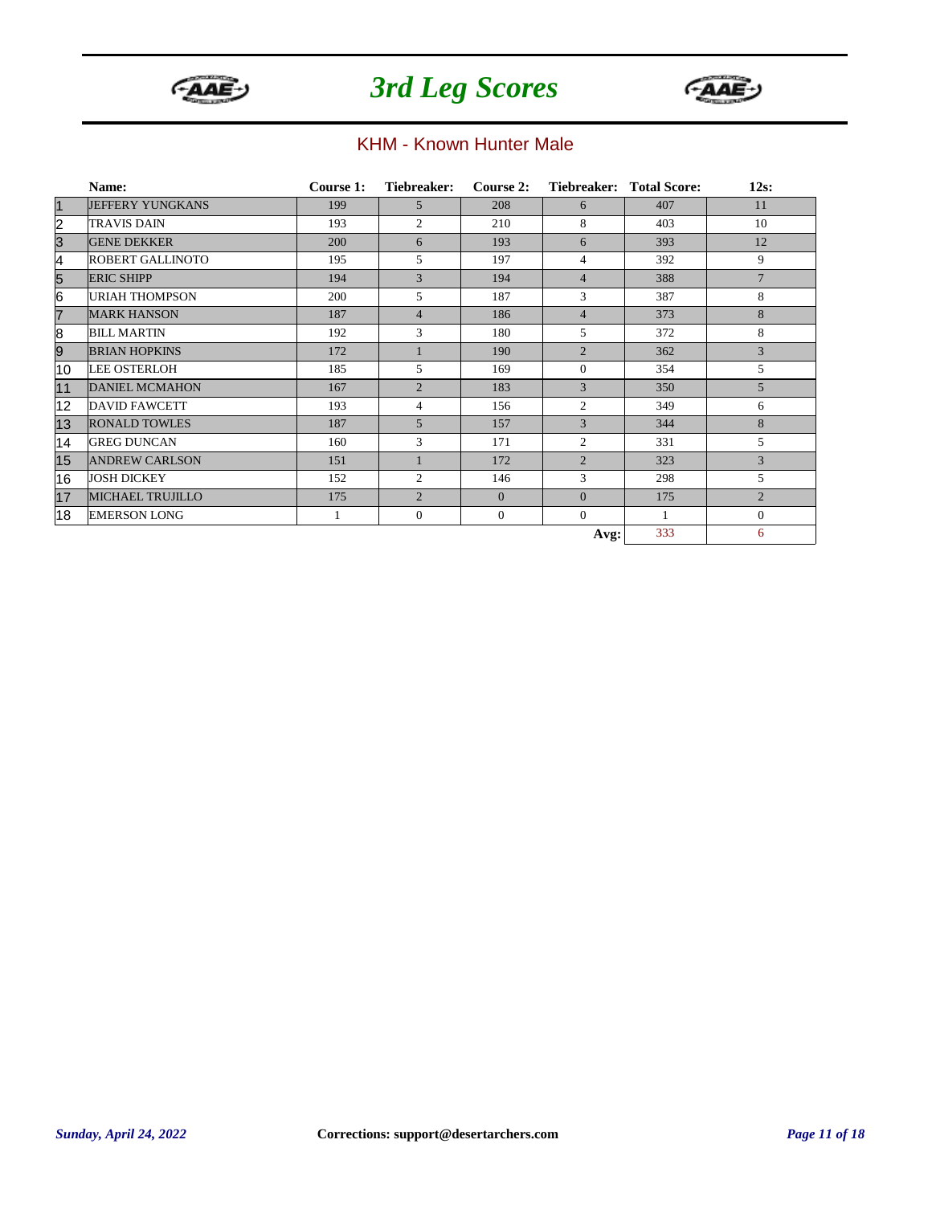# 3rd Leg Scores

## KHM - Known Hunter Male

|  | Name: | Course 1: | Tiebreaker: | Course 2: | Tiebreaker: | Total Score: | 12s: |
|---|---|---|---|---|---|---|---|
| 1 | JEFFERY YUNGKANS | 199 | 5 | 208 | 6 | 407 | 11 |
| 2 | TRAVIS DAIN | 193 | 2 | 210 | 8 | 403 | 10 |
| 3 | GENE DEKKER | 200 | 6 | 193 | 6 | 393 | 12 |
| 4 | ROBERT GALLINOTO | 195 | 5 | 197 | 4 | 392 | 9 |
| 5 | ERIC SHIPP | 194 | 3 | 194 | 4 | 388 | 7 |
| 6 | URIAH THOMPSON | 200 | 5 | 187 | 3 | 387 | 8 |
| 7 | MARK HANSON | 187 | 4 | 186 | 4 | 373 | 8 |
| 8 | BILL MARTIN | 192 | 3 | 180 | 5 | 372 | 8 |
| 9 | BRIAN HOPKINS | 172 | 1 | 190 | 2 | 362 | 3 |
| 10 | LEE OSTERLOH | 185 | 5 | 169 | 0 | 354 | 5 |
| 11 | DANIEL MCMAHON | 167 | 2 | 183 | 3 | 350 | 5 |
| 12 | DAVID FAWCETT | 193 | 4 | 156 | 2 | 349 | 6 |
| 13 | RONALD TOWLES | 187 | 5 | 157 | 3 | 344 | 8 |
| 14 | GREG DUNCAN | 160 | 3 | 171 | 2 | 331 | 5 |
| 15 | ANDREW CARLSON | 151 | 1 | 172 | 2 | 323 | 3 |
| 16 | JOSH DICKEY | 152 | 2 | 146 | 3 | 298 | 5 |
| 17 | MICHAEL TRUJILLO | 175 | 2 | 0 | 0 | 175 | 2 |
| 18 | EMERSON LONG | 1 | 0 | 0 | 0 | 1 | 0 |
|  |  |  |  |  | Avg: | 333 | 6 |

*Sunday, April 24, 2022*

**Corrections: support@desertarchers.com**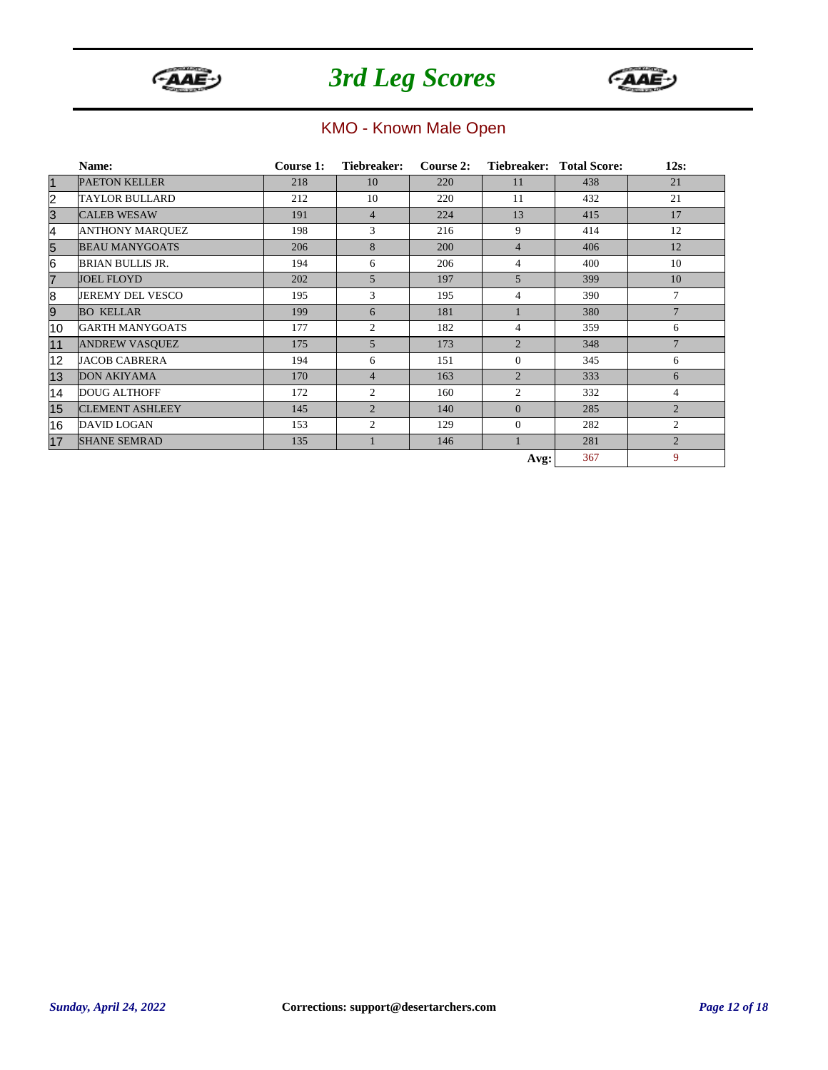# 3rd Leg Scores

## KMO - Known Male Open

| | Name: | Course 1: | Tiebreaker: | Course 2: | Tiebreaker: | Total Score: | 12s: |
|---|---|---|---|---|---|---|---|
| 1 | PAETON KELLER | 218 | 10 | 220 | 11 | 438 | 21 |
| 2 | TAYLOR BULLARD | 212 | 10 | 220 | 11 | 432 | 21 |
| 3 | CALEB WESAW | 191 | 4 | 224 | 13 | 415 | 17 |
| 4 | ANTHONY MARQUEZ | 198 | 3 | 216 | 9 | 414 | 12 |
| 5 | BEAU MANYGOATS | 206 | 8 | 200 | 4 | 406 | 12 |
| 6 | BRIAN BULLIS JR. | 194 | 6 | 206 | 4 | 400 | 10 |
| 7 | JOEL FLOYD | 202 | 5 | 197 | 5 | 399 | 10 |
| 8 | JEREMY DEL VESCO | 195 | 3 | 195 | 4 | 390 | 7 |
| 9 | BO KELLAR | 199 | 6 | 181 | 1 | 380 | 7 |
| 10 | GARTH MANYGOATS | 177 | 2 | 182 | 4 | 359 | 6 |
| 11 | ANDREW VASQUEZ | 175 | 5 | 173 | 2 | 348 | 7 |
| 12 | JACOB CABRERA | 194 | 6 | 151 | 0 | 345 | 6 |
| 13 | DON AKIYAMA | 170 | 4 | 163 | 2 | 333 | 6 |
| 14 | DOUG ALTHOFF | 172 | 2 | 160 | 2 | 332 | 4 |
| 15 | CLEMENT ASHLEEY | 145 | 2 | 140 | 0 | 285 | 2 |
| 16 | DAVID LOGAN | 153 | 2 | 129 | 0 | 282 | 2 |
| 17 | SHANE SEMRAD | 135 | 1 | 146 | 1 | 281 | 2 |
| | | | | | **Avg:** | 367 | 9 |

*Sunday, April 24, 2022*

**Corrections: support@desertarchers.com**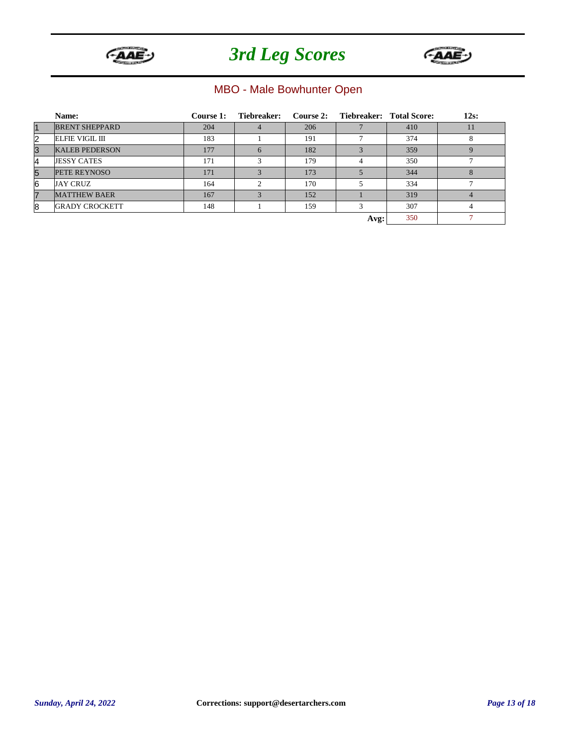# 3rd Leg Scores

## MBO - Male Bowhunter Open

| | Name: | Course 1: | Tiebreaker: | Course 2: | Tiebreaker: | Total Score: | 12s: |
|---|---|---|---|---|---|---|---|
| 1 | BRENT SHEPPARD | 204 | 4 | 206 | 7 | 410 | 11 |
| 2 | ELFIE VIGIL III | 183 | 1 | 191 | 7 | 374 | 8 |
| 3 | KALEB PEDERSON | 177 | 6 | 182 | 3 | 359 | 9 |
| 4 | JESSY CATES | 171 | 3 | 179 | 4 | 350 | 7 |
| 5 | PETE REYNOSO | 171 | 3 | 173 | 5 | 344 | 8 |
| 6 | JAY CRUZ | 164 | 2 | 170 | 5 | 334 | 7 |
| 7 | MATTHEW BAER | 167 | 3 | 152 | 1 | 319 | 4 |
| 8 | GRADY CROCKETT | 148 | 1 | 159 | 3 | 307 | 4 |
| | | | | | Avg: | 350 | 7 |

*Sunday, April 24, 2022*

**Corrections: support@desertarchers.com**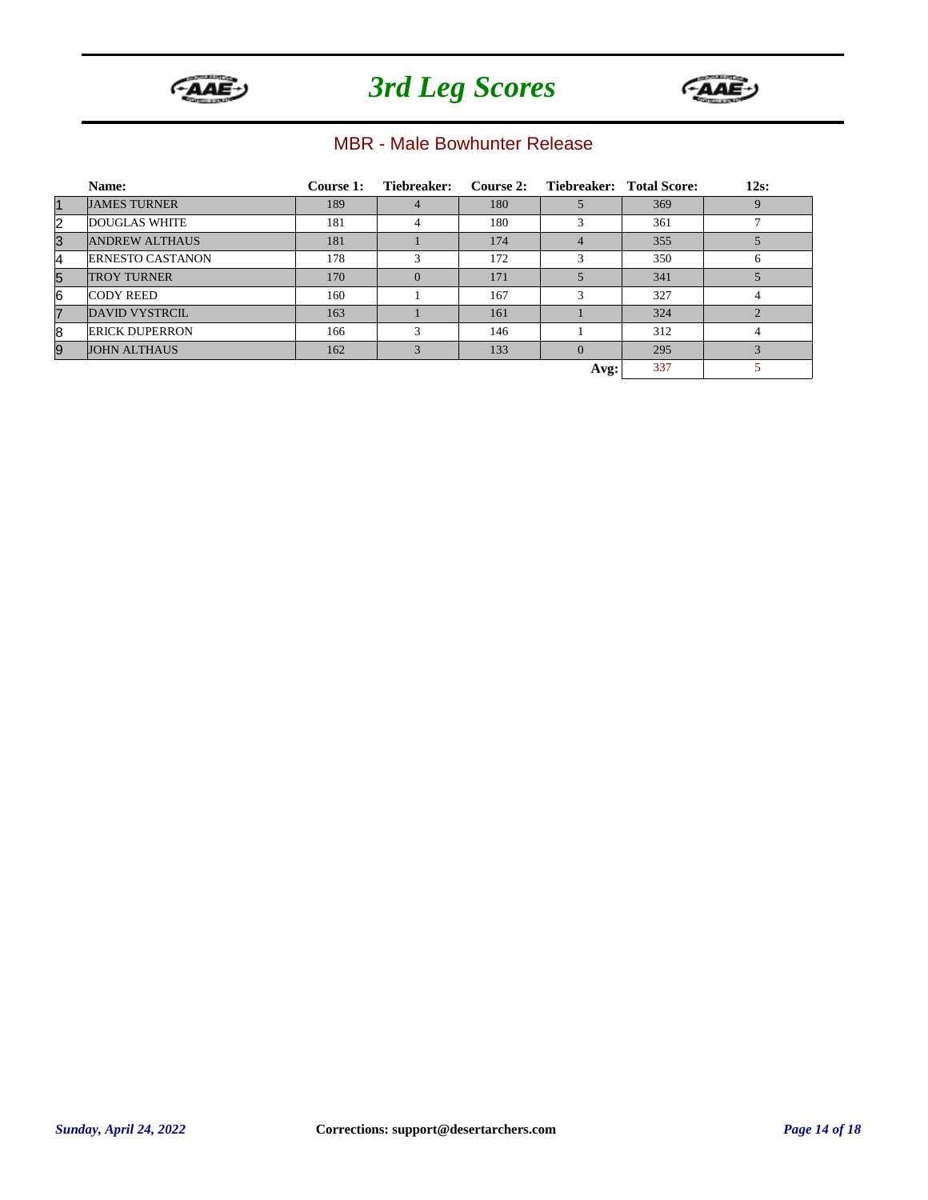# 3rd Leg Scores

## MBR - Male Bowhunter Release

| | Name: | Course 1: | Tiebreaker: | Course 2: | Tiebreaker: | Total Score: | 12s: |
|---|---|---|---|---|---|---|---|
| 1 | JAMES TURNER | 189 | 4 | 180 | 5 | 369 | 9 |
| 2 | DOUGLAS WHITE | 181 | 4 | 180 | 3 | 361 | 7 |
| 3 | ANDREW ALTHAUS | 181 | 1 | 174 | 4 | 355 | 5 |
| 4 | ERNESTO CASTANON | 178 | 3 | 172 | 3 | 350 | 6 |
| 5 | TROY TURNER | 170 | 0 | 171 | 5 | 341 | 5 |
| 6 | CODY REED | 160 | 1 | 167 | 3 | 327 | 4 |
| 7 | DAVID VYSTRCIL | 163 | 1 | 161 | 1 | 324 | 2 |
| 8 | ERICK DUPERRON | 166 | 3 | 146 | 1 | 312 | 4 |
| 9 | JOHN ALTHAUS | 162 | 3 | 133 | 0 | 295 | 3 |
| | | | | | Avg: | 337 | 5 |

*Sunday, April 24, 2022*

**Corrections: support@desertarchers.com**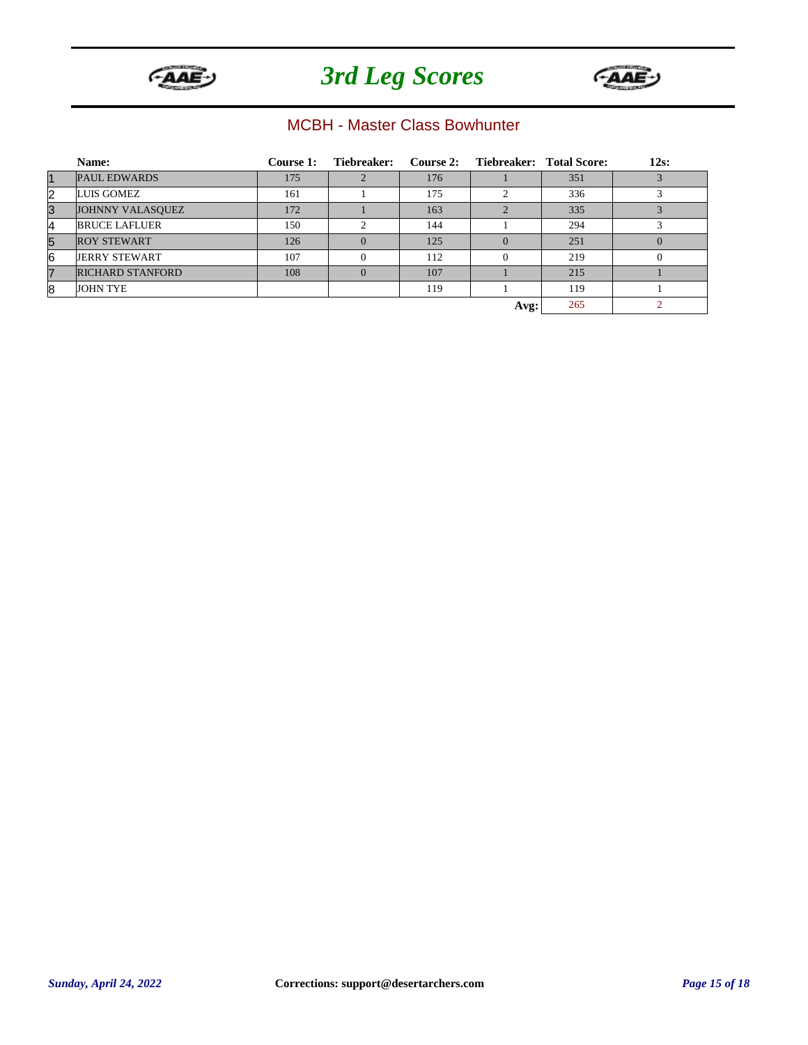# 3rd Leg Scores

## MCBH - Master Class Bowhunter

| | Name: | Course 1: | Tiebreaker: | Course 2: | Tiebreaker: | Total Score: | 12s: |
|---|---|---|---|---|---|---|---|
| 1 | PAUL EDWARDS | 175 | 2 | 176 | 1 | 351 | 3 |
| 2 | LUIS GOMEZ | 161 | 1 | 175 | 2 | 336 | 3 |
| 3 | JOHNNY VALASQUEZ | 172 | 1 | 163 | 2 | 335 | 3 |
| 4 | BRUCE LAFLUER | 150 | 2 | 144 | 1 | 294 | 3 |
| 5 | ROY STEWART | 126 | 0 | 125 | 0 | 251 | 0 |
| 6 | JERRY STEWART | 107 | 0 | 112 | 0 | 219 | 0 |
| 7 | RICHARD STANFORD | 108 | 0 | 107 | 1 | 215 | 1 |
| 8 | JOHN TYE | | | 119 | 1 | 119 | 1 |
| | | | | | Avg: | 265 | 2 |

*Sunday, April 24, 2022*

**Corrections: support@desertarchers.com**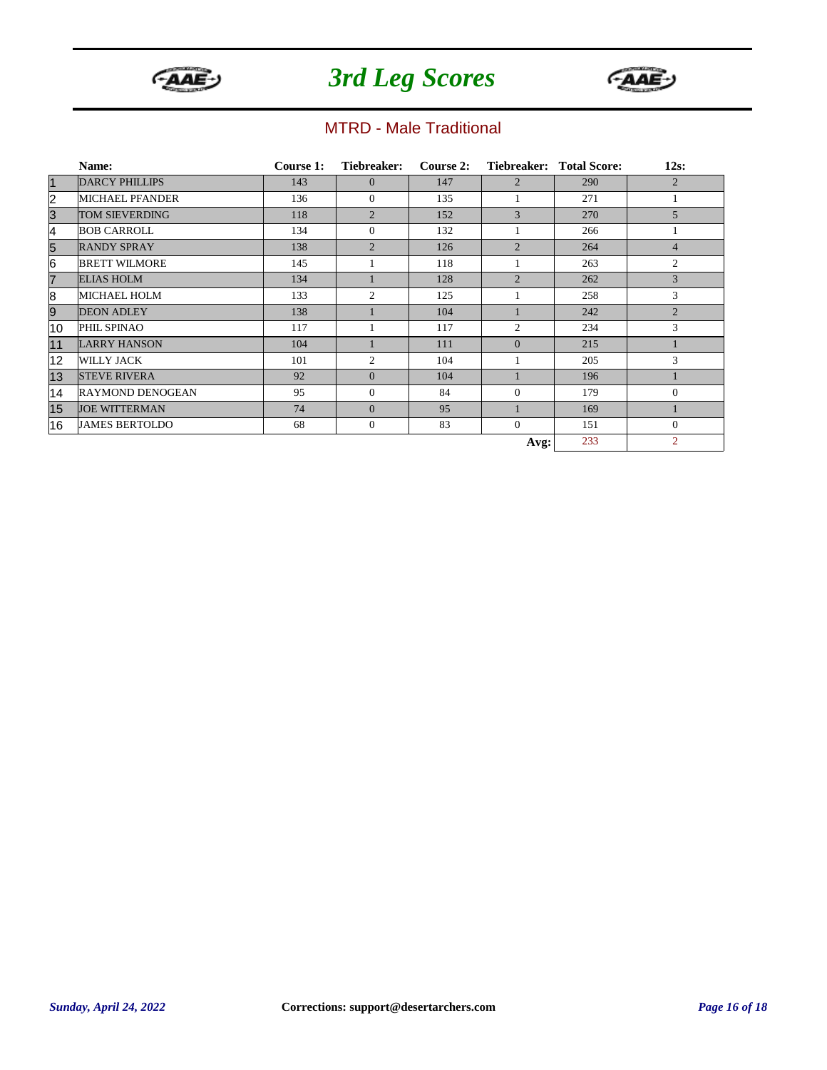# 3rd Leg Scores

## MTRD - Male Traditional

| | Name: | Course 1: | Tiebreaker: | Course 2: | Tiebreaker: | Total Score: | 12s: |
|---|---|---|---|---|---|---|---|
| 1 | DARCY PHILLIPS | 143 | 0 | 147 | 2 | 290 | 2 |
| 2 | MICHAEL PFANDER | 136 | 0 | 135 | 1 | 271 | 1 |
| 3 | TOM SIEVERDING | 118 | 2 | 152 | 3 | 270 | 5 |
| 4 | BOB CARROLL | 134 | 0 | 132 | 1 | 266 | 1 |
| 5 | RANDY SPRAY | 138 | 2 | 126 | 2 | 264 | 4 |
| 6 | BRETT WILMORE | 145 | 1 | 118 | 1 | 263 | 2 |
| 7 | ELIAS HOLM | 134 | 1 | 128 | 2 | 262 | 3 |
| 8 | MICHAEL HOLM | 133 | 2 | 125 | 1 | 258 | 3 |
| 9 | DEON ADLEY | 138 | 1 | 104 | 1 | 242 | 2 |
| 10 | PHIL SPINAO | 117 | 1 | 117 | 2 | 234 | 3 |
| 11 | LARRY HANSON | 104 | 1 | 111 | 0 | 215 | 1 |
| 12 | WILLY JACK | 101 | 2 | 104 | 1 | 205 | 3 |
| 13 | STEVE RIVERA | 92 | 0 | 104 | 1 | 196 | 1 |
| 14 | RAYMOND DENOGEAN | 95 | 0 | 84 | 0 | 179 | 0 |
| 15 | JOE WITTERMAN | 74 | 0 | 95 | 1 | 169 | 1 |
| 16 | JAMES BERTOLDO | 68 | 0 | 83 | 0 | 151 | 0 |
| | | | | | **Avg:** | 233 | 2 |

*Sunday, April 24, 2022*

**Corrections: support@desertarchers.com**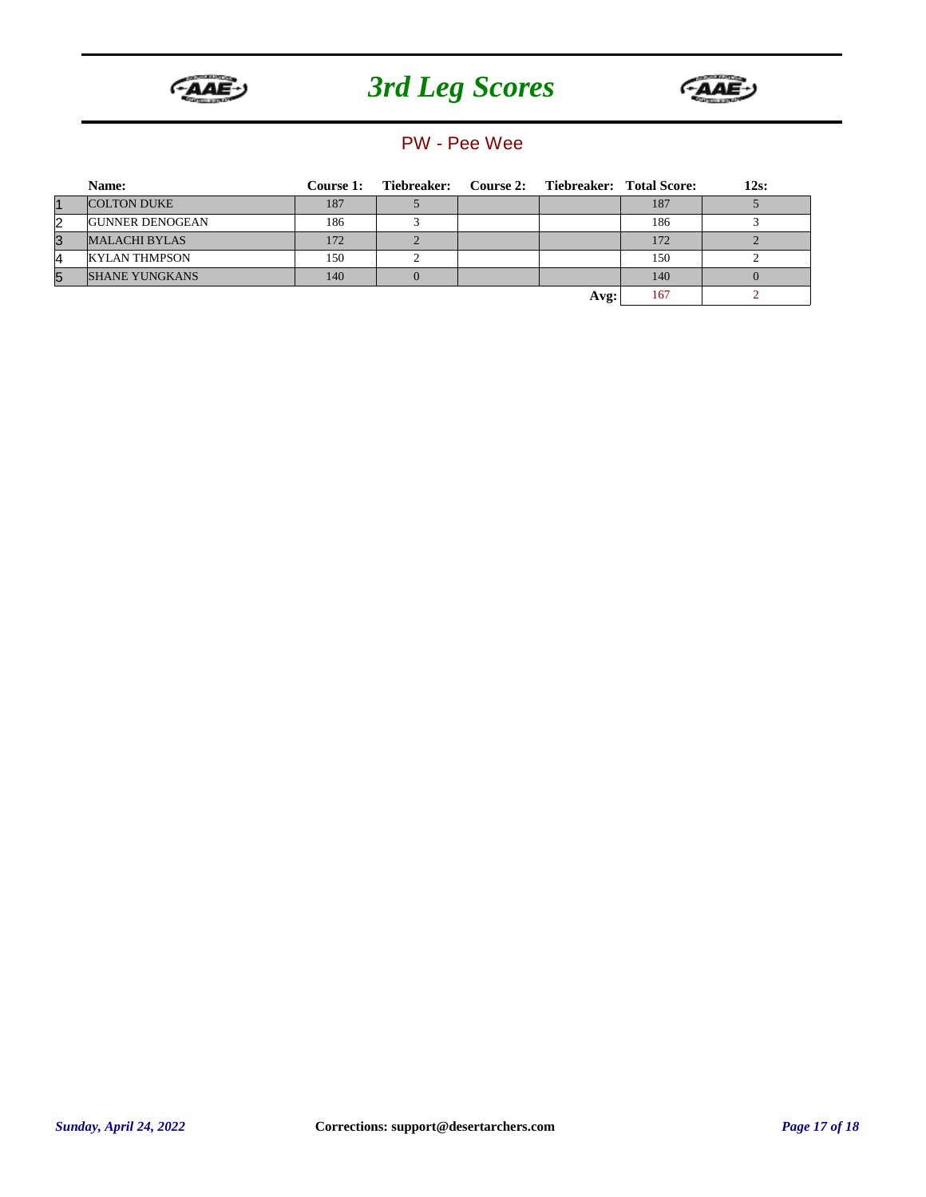# 3rd Leg Scores

## PW - Pee Wee

| | Name: | Course 1: | Tiebreaker: | Course 2: | Tiebreaker: | Total Score: | 12s: |
|---|---|---|---|---|---|---|---|
| 1 | COLTON DUKE | 187 | 5 | | | 187 | 5 |
| 2 | GUNNER DENOGEAN | 186 | 3 | | | 186 | 3 |
| 3 | MALACHI BYLAS | 172 | 2 | | | 172 | 2 |
| 4 | KYLAN THMPSON | 150 | 2 | | | 150 | 2 |
| 5 | SHANE YUNGKANS | 140 | 0 | | | 140 | 0 |
| | | | | | Avg: | 167 | 2 |

*Sunday, April 24, 2022*

**Corrections: support@desertarchers.com**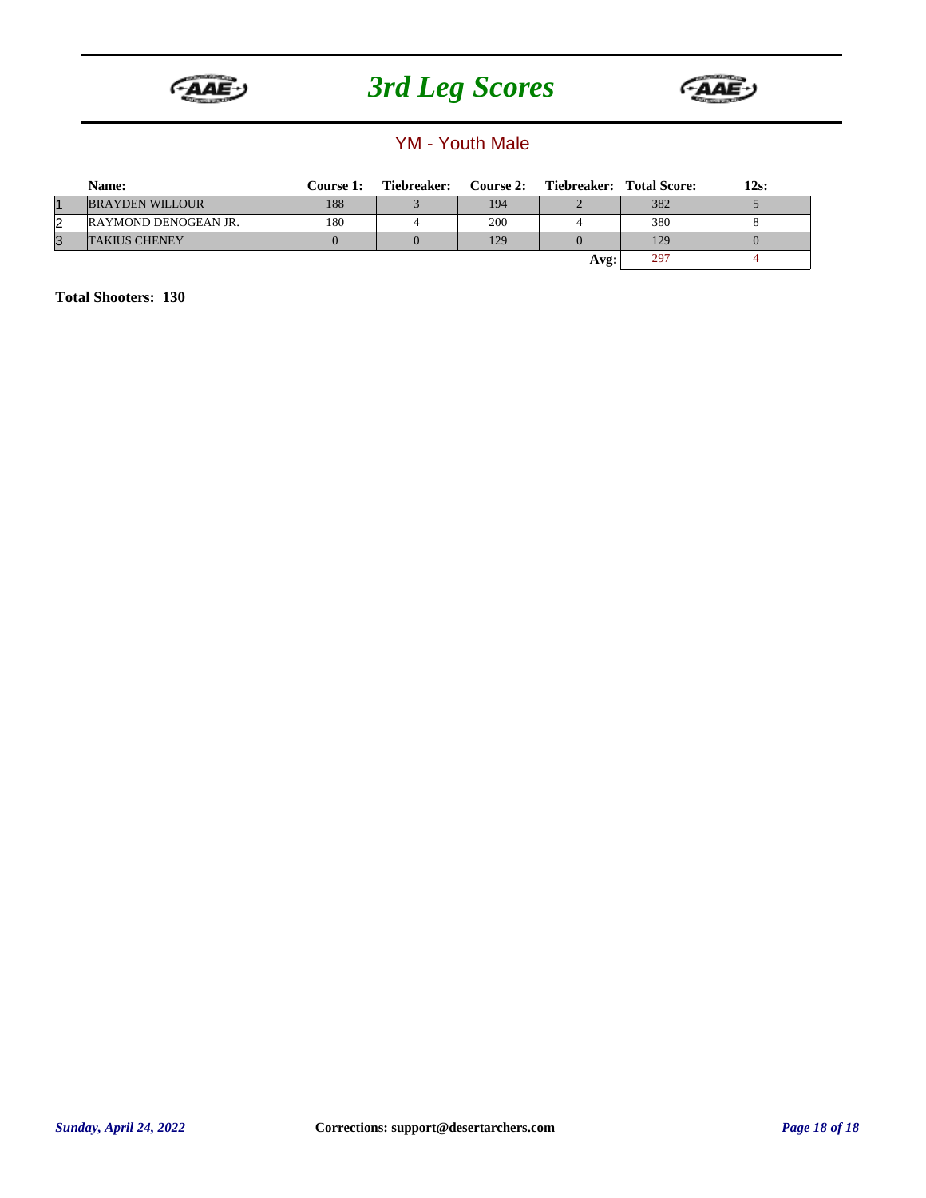# 3rd Leg Scores

## YM - Youth Male

| | Name: | Course 1: | Tiebreaker: | Course 2: | Tiebreaker: | Total Score: | 12s: |
|---|---|---|---|---|---|---|---|
| 1 | BRAYDEN WILLOUR | 188 | 3 | 194 | 2 | 382 | 5 |
| 2 | RAYMOND DENOGEAN JR. | 180 | 4 | 200 | 4 | 380 | 8 |
| 3 | TAKIUS CHENEY | 0 | 0 | 129 | 0 | 129 | 0 |
| | | | | | Avg: | 297 | 4 |

**Total Shooters: 130**

*Sunday, April 24, 2022*

**Corrections: support@desertarchers.com**